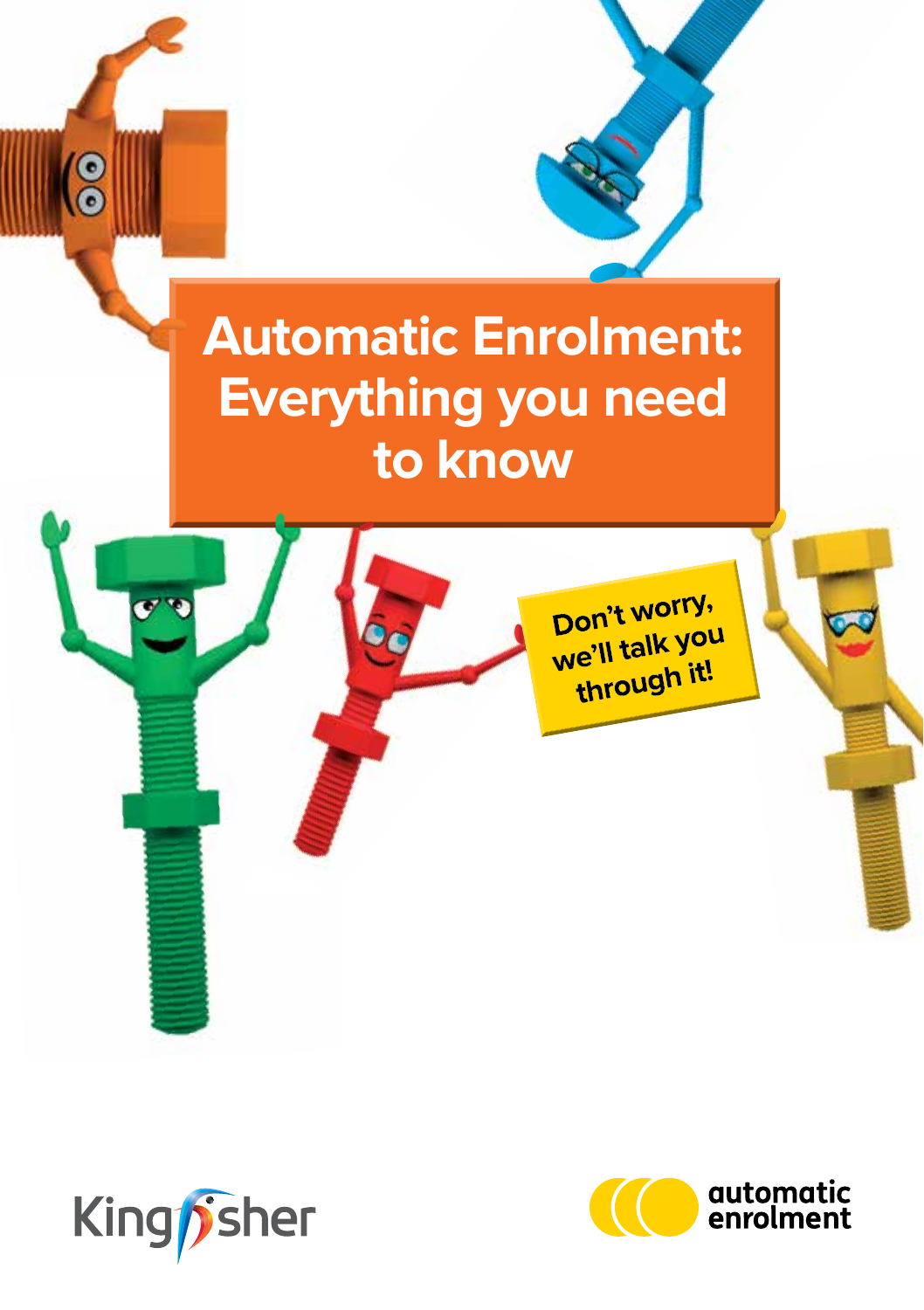# Automatic Enrolment: Everything you need to know

Don't worry, we'll talk you through it!

Kingfisher

automatic enrolment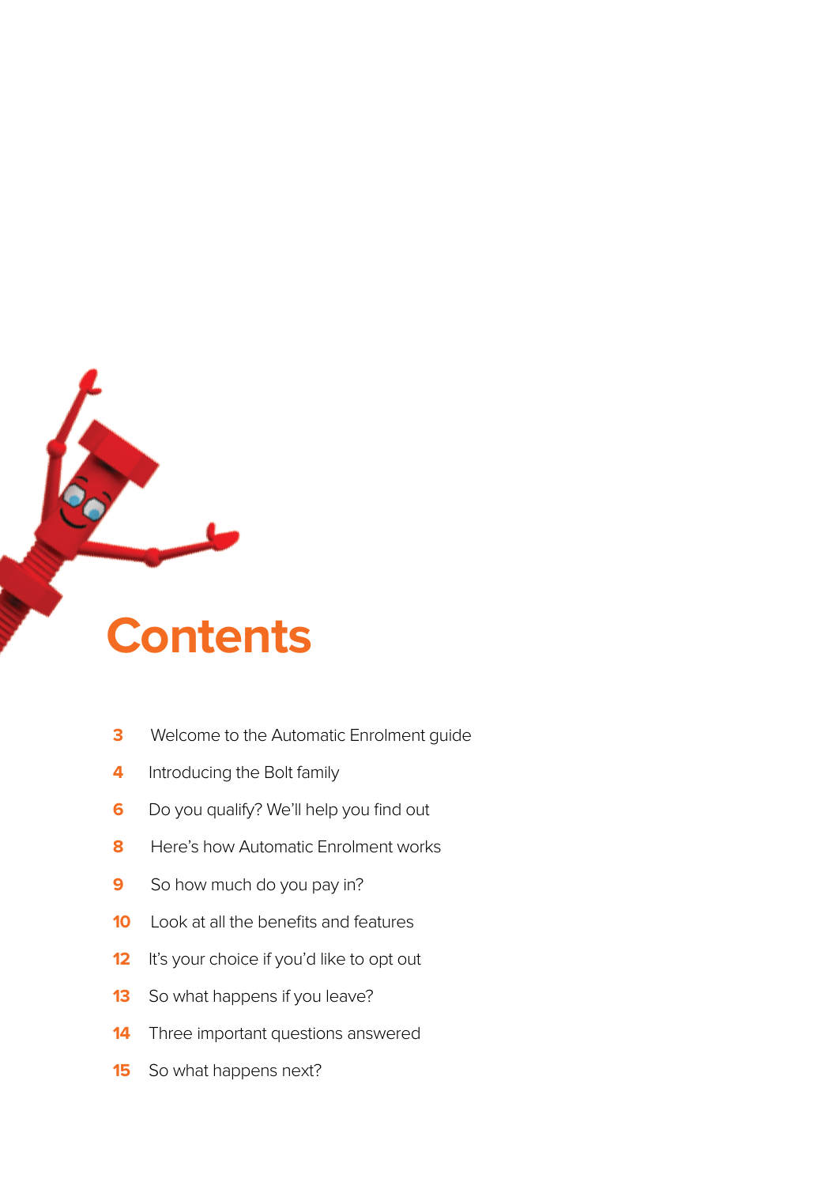# Contents

3 Welcome to the Automatic Enrolment guide

4 Introducing the Bolt family

6 Do you qualify? We'll help you find out

8 Here's how Automatic Enrolment works

9 So how much do you pay in?

10 Look at all the benefits and features

12 It's your choice if you'd like to opt out

13 So what happens if you leave?

14 Three important questions answered

15 So what happens next?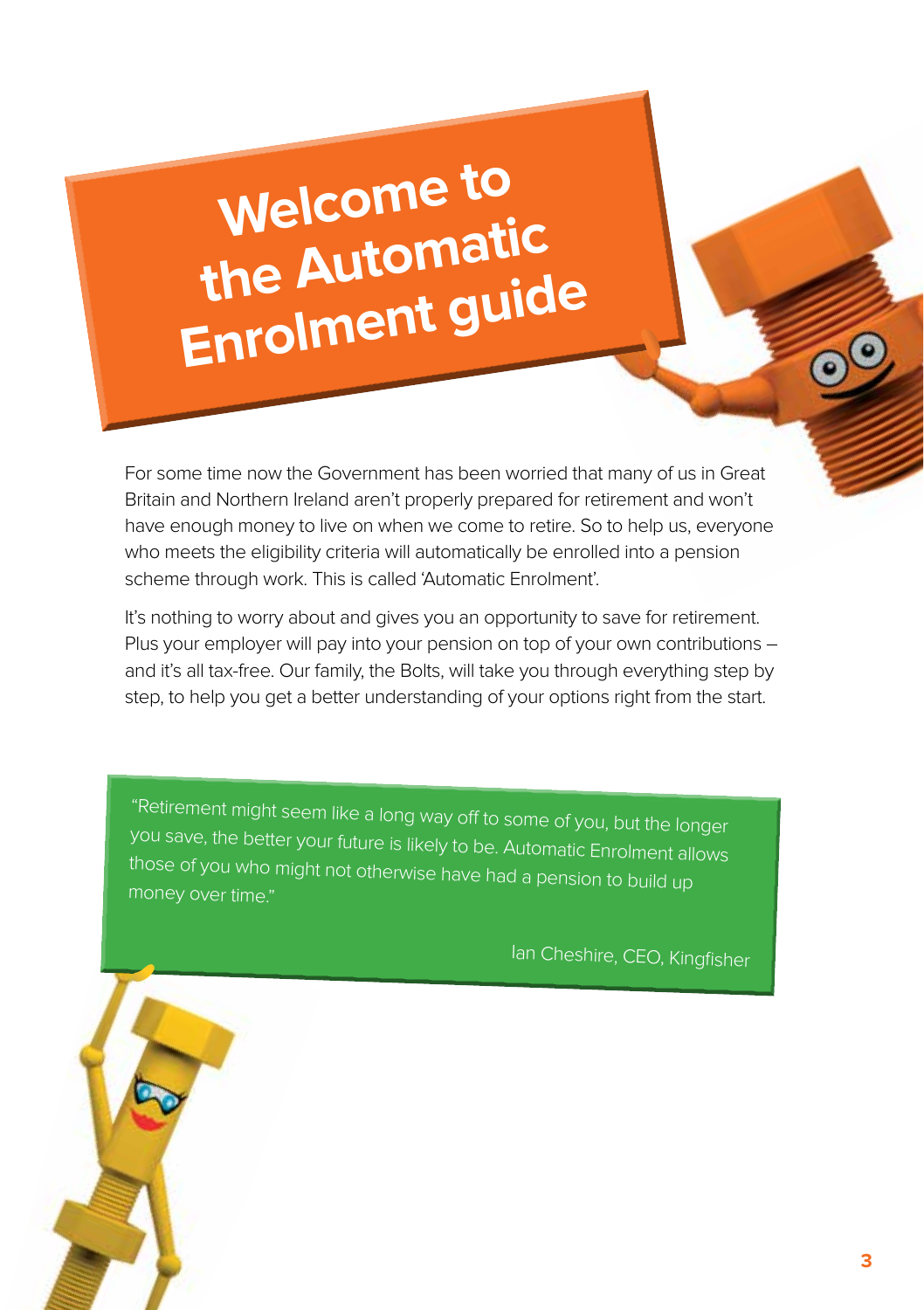# Welcome to the Automatic Enrolment guide

For some time now the Government has been worried that many of us in Great Britain and Northern Ireland aren't properly prepared for retirement and won't have enough money to live on when we come to retire. So to help us, everyone who meets the eligibility criteria will automatically be enrolled into a pension scheme through work. This is called 'Automatic Enrolment'.

It's nothing to worry about and gives you an opportunity to save for retirement. Plus your employer will pay into your pension on top of your own contributions – and it's all tax-free. Our family, the Bolts, will take you through everything step by step, to help you get a better understanding of your options right from the start.

> "Retirement might seem like a long way off to some of you, but the longer you save, the better your future is likely to be. Automatic Enrolment allows those of you who might not otherwise have had a pension to build up money over time."
>
> Ian Cheshire, CEO, Kingfisher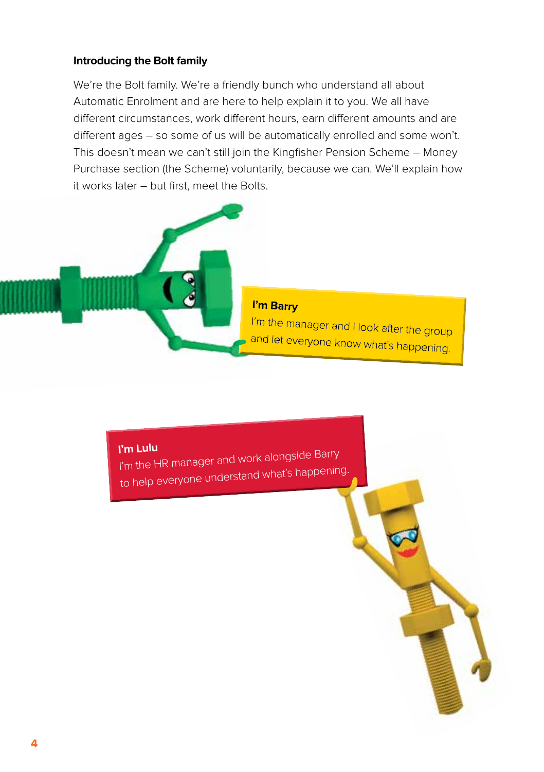**Introducing the Bolt family**

We're the Bolt family. We're a friendly bunch who understand all about Automatic Enrolment and are here to help explain it to you. We all have different circumstances, work different hours, earn different amounts and are different ages – so some of us will be automatically enrolled and some won't. This doesn't mean we can't still join the Kingfisher Pension Scheme – Money Purchase section (the Scheme) voluntarily, because we can. We'll explain how it works later – but first, meet the Bolts.

**I'm Barry**
I'm the manager and I look after the group and let everyone know what's happening.

**I'm Lulu**
I'm the HR manager and work alongside Barry to help everyone understand what's happening.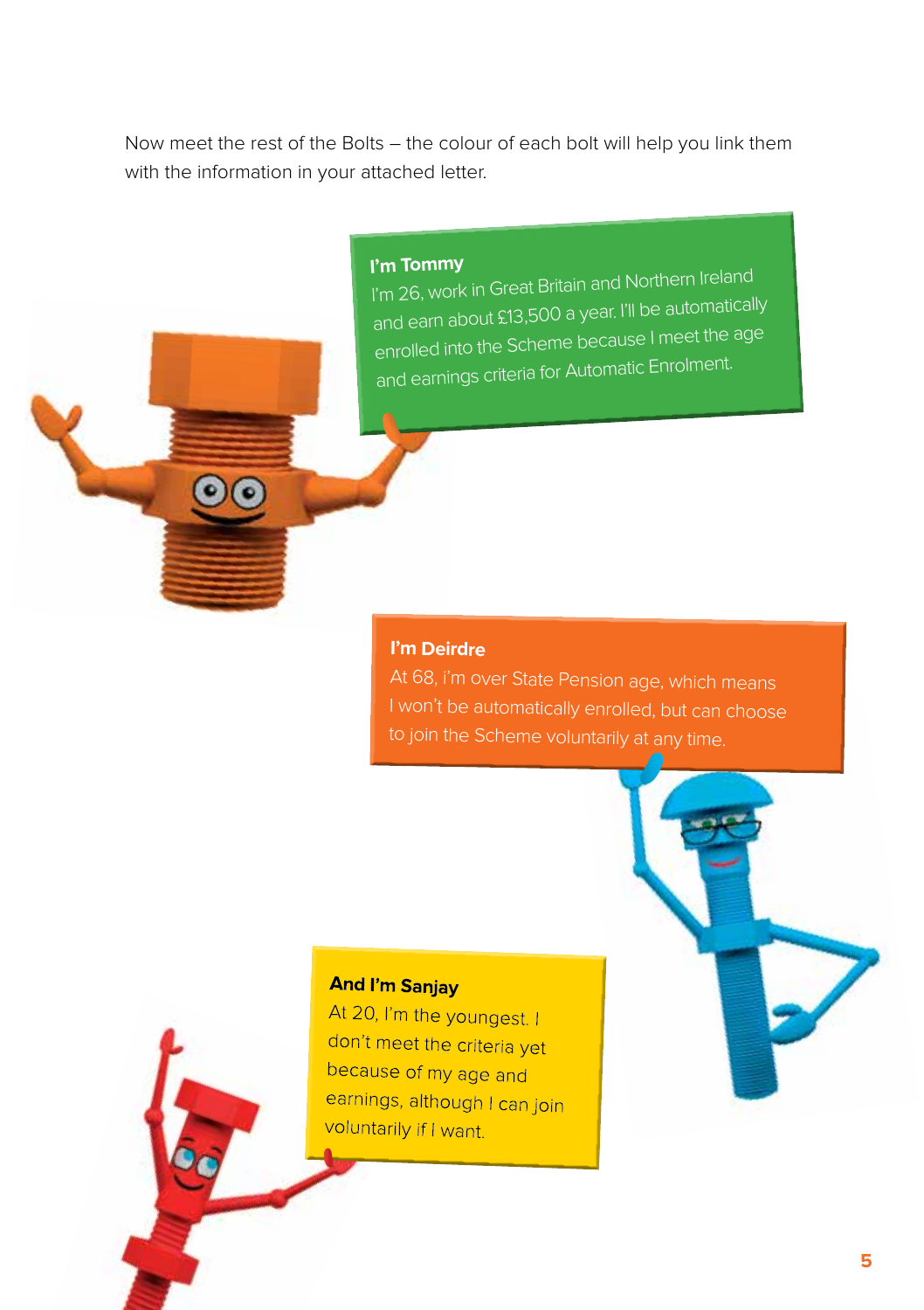Now meet the rest of the Bolts – the colour of each bolt will help you link them with the information in your attached letter.

**I'm Tommy**

I'm 26, work in Great Britain and Northern Ireland and earn about £13,500 a year. I'll be automatically enrolled into the Scheme because I meet the age and earnings criteria for Automatic Enrolment.

**I'm Deirdre**

At 68, i'm over State Pension age, which means I won't be automatically enrolled, but can choose to join the Scheme voluntarily at any time.

**And I'm Sanjay**

At 20, I'm the youngest. I don't meet the criteria yet because of my age and earnings, although I can join voluntarily if I want.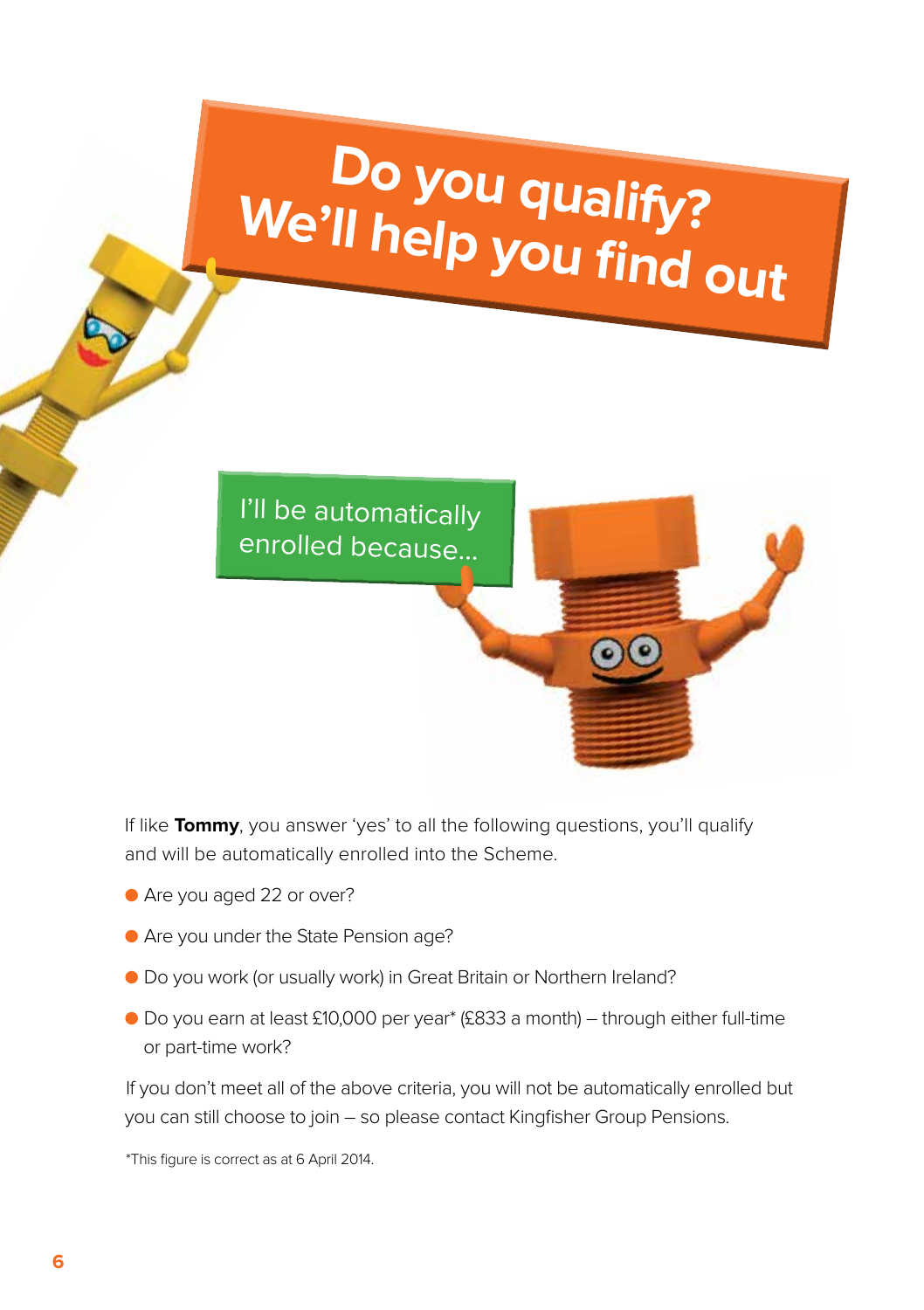# Do you qualify? We'll help you find out

I'll be automatically enrolled because...

If like **Tommy**, you answer 'yes' to all the following questions, you'll qualify and will be automatically enrolled into the Scheme.

- Are you aged 22 or over?
- Are you under the State Pension age?
- Do you work (or usually work) in Great Britain or Northern Ireland?
- Do you earn at least £10,000 per year* (£833 a month) – through either full-time or part-time work?

If you don't meet all of the above criteria, you will not be automatically enrolled but you can still choose to join – so please contact Kingfisher Group Pensions.

*This figure is correct as at 6 April 2014.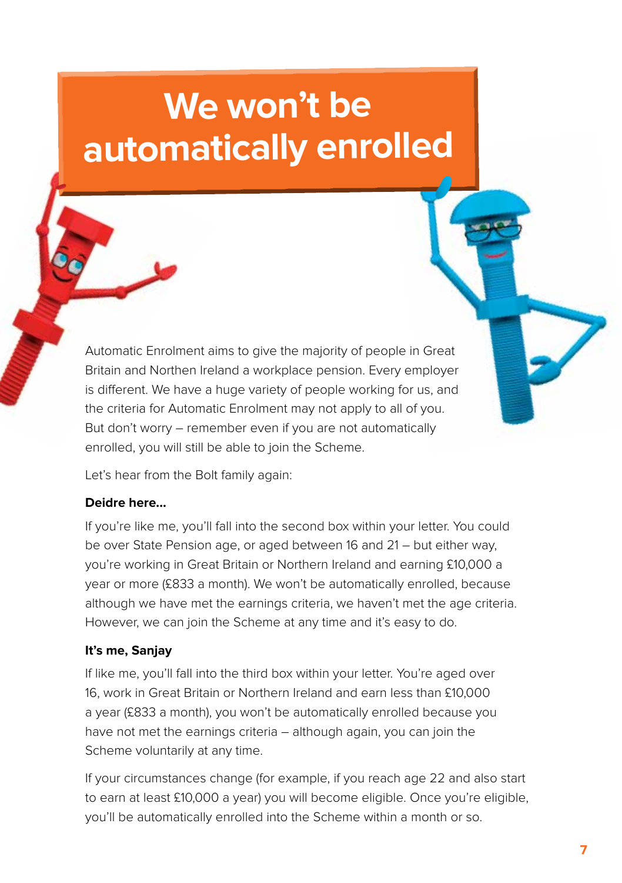# We won't be automatically enrolled

Automatic Enrolment aims to give the majority of people in Great Britain and Northen Ireland a workplace pension. Every employer is different. We have a huge variety of people working for us, and the criteria for Automatic Enrolment may not apply to all of you. But don't worry – remember even if you are not automatically enrolled, you will still be able to join the Scheme.

Let's hear from the Bolt family again:

**Deidre here...**

If you're like me, you'll fall into the second box within your letter. You could be over State Pension age, or aged between 16 and 21 – but either way, you're working in Great Britain or Northern Ireland and earning £10,000 a year or more (£833 a month). We won't be automatically enrolled, because although we have met the earnings criteria, we haven't met the age criteria. However, we can join the Scheme at any time and it's easy to do.

**It's me, Sanjay**

If like me, you'll fall into the third box within your letter. You're aged over 16, work in Great Britain or Northern Ireland and earn less than £10,000 a year (£833 a month), you won't be automatically enrolled because you have not met the earnings criteria – although again, you can join the Scheme voluntarily at any time.

If your circumstances change (for example, if you reach age 22 and also start to earn at least £10,000 a year) you will become eligible. Once you're eligible, you'll be automatically enrolled into the Scheme within a month or so.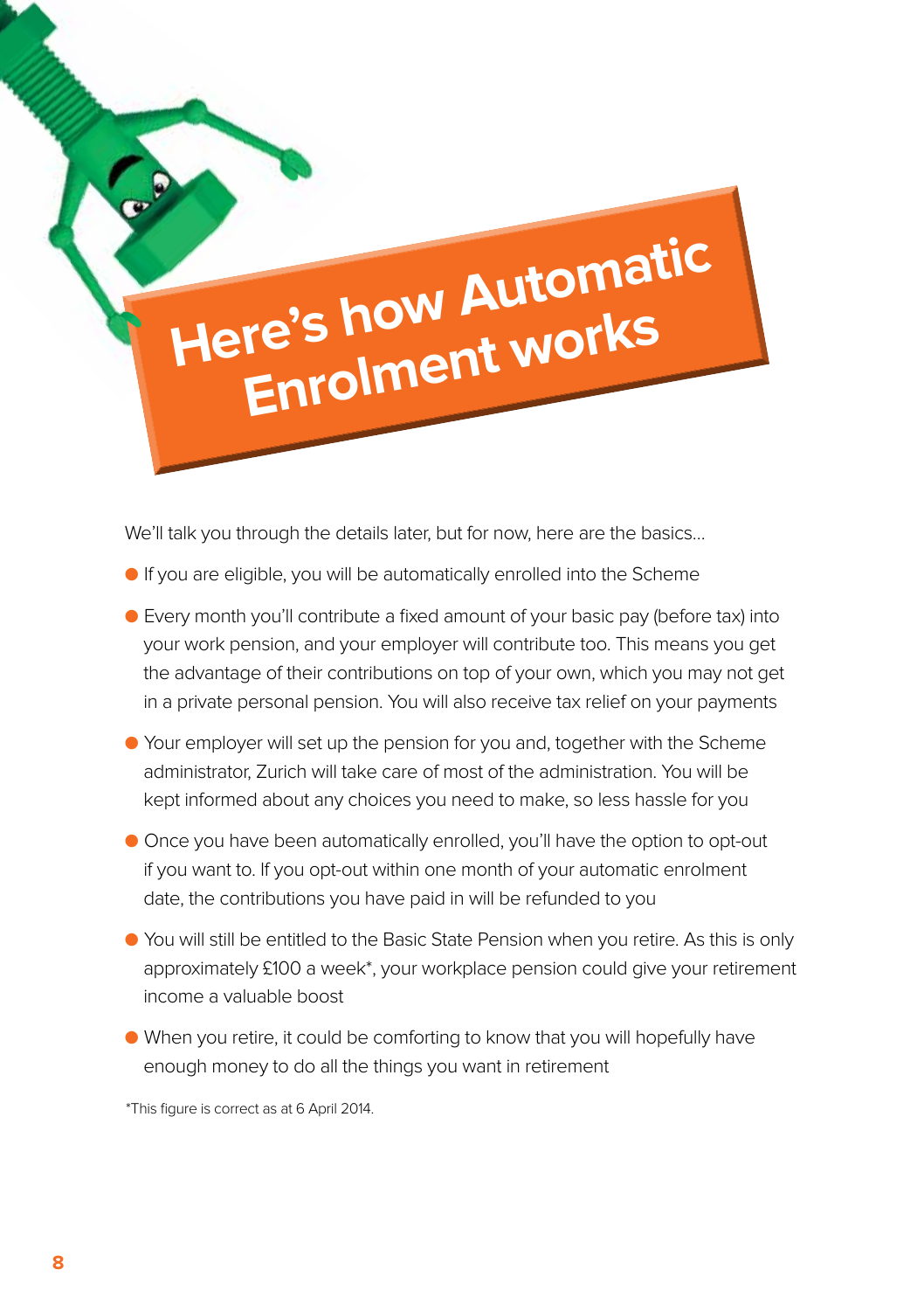# Here's how Automatic Enrolment works

We'll talk you through the details later, but for now, here are the basics...

- If you are eligible, you will be automatically enrolled into the Scheme
- Every month you'll contribute a fixed amount of your basic pay (before tax) into your work pension, and your employer will contribute too. This means you get the advantage of their contributions on top of your own, which you may not get in a private personal pension. You will also receive tax relief on your payments
- Your employer will set up the pension for you and, together with the Scheme administrator, Zurich will take care of most of the administration. You will be kept informed about any choices you need to make, so less hassle for you
- Once you have been automatically enrolled, you'll have the option to opt-out if you want to. If you opt-out within one month of your automatic enrolment date, the contributions you have paid in will be refunded to you
- You will still be entitled to the Basic State Pension when you retire. As this is only approximately £100 a week*, your workplace pension could give your retirement income a valuable boost
- When you retire, it could be comforting to know that you will hopefully have enough money to do all the things you want in retirement

*This figure is correct as at 6 April 2014.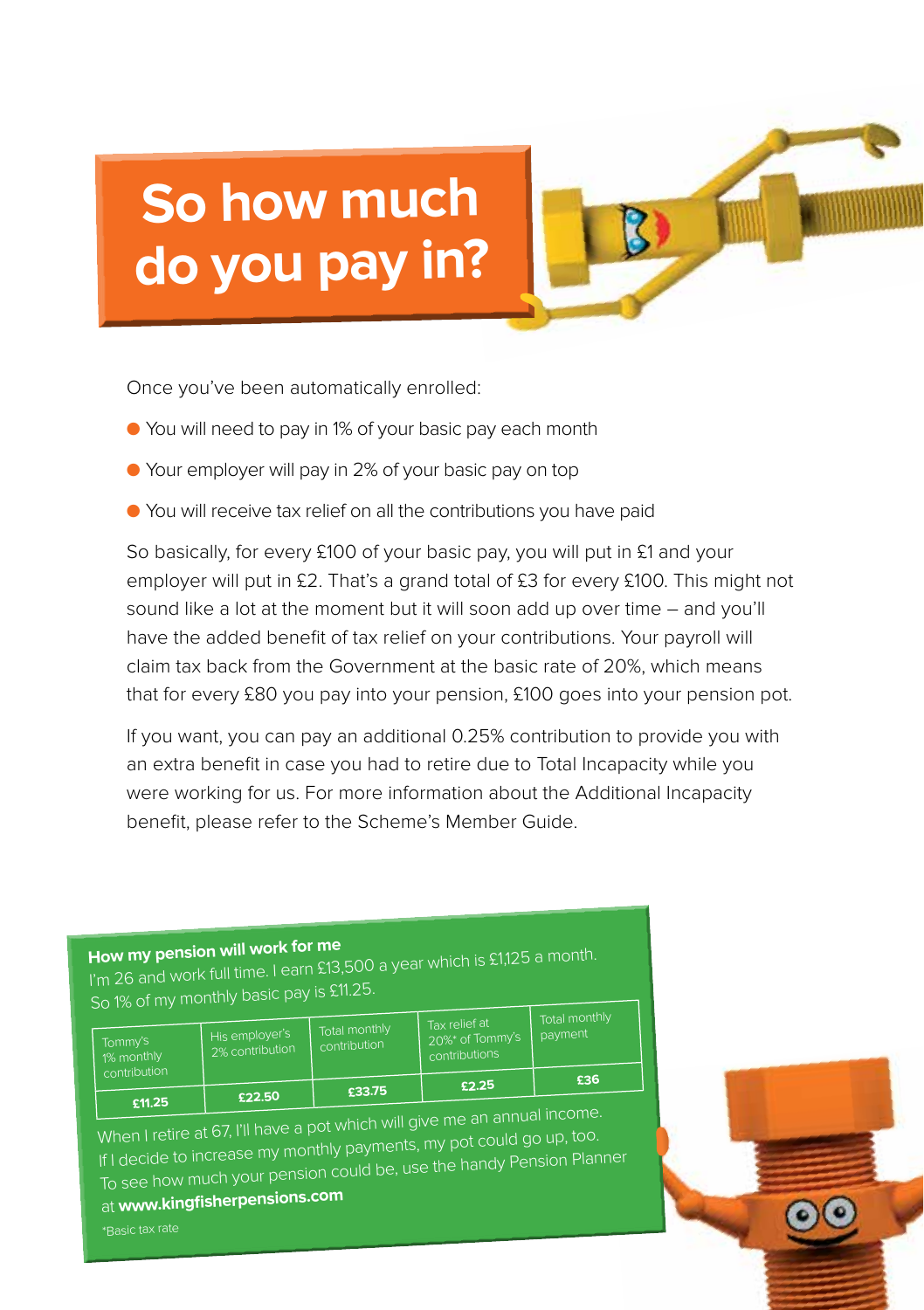# So how much do you pay in?

Once you've been automatically enrolled:

- You will need to pay in 1% of your basic pay each month
- Your employer will pay in 2% of your basic pay on top
- You will receive tax relief on all the contributions you have paid

So basically, for every £100 of your basic pay, you will put in £1 and your employer will put in £2. That's a grand total of £3 for every £100. This might not sound like a lot at the moment but it will soon add up over time – and you'll have the added benefit of tax relief on your contributions. Your payroll will claim tax back from the Government at the basic rate of 20%, which means that for every £80 you pay into your pension, £100 goes into your pension pot.

If you want, you can pay an additional 0.25% contribution to provide you with an extra benefit in case you had to retire due to Total Incapacity while you were working for us. For more information about the Additional Incapacity benefit, please refer to the Scheme's Member Guide.

**How my pension will work for me**

I'm 26 and work full time. I earn £13,500 a year which is £1,125 a month. So 1% of my monthly basic pay is £11.25.

| Tommy's 1% monthly contribution | His employer's 2% contribution | Total monthly contribution | Tax relief at 20%* of Tommy's contributions | Total monthly payment |
|---|---|---|---|---|
| **£11.25** | **£22.50** | **£33.75** | **£2.25** | **£36** |

When I retire at 67, I'll have a pot which will give me an annual income. If I decide to increase my monthly payments, my pot could go up, too. To see how much your pension could be, use the handy Pension Planner at **www.kingfisherpensions.com**

*Basic tax rate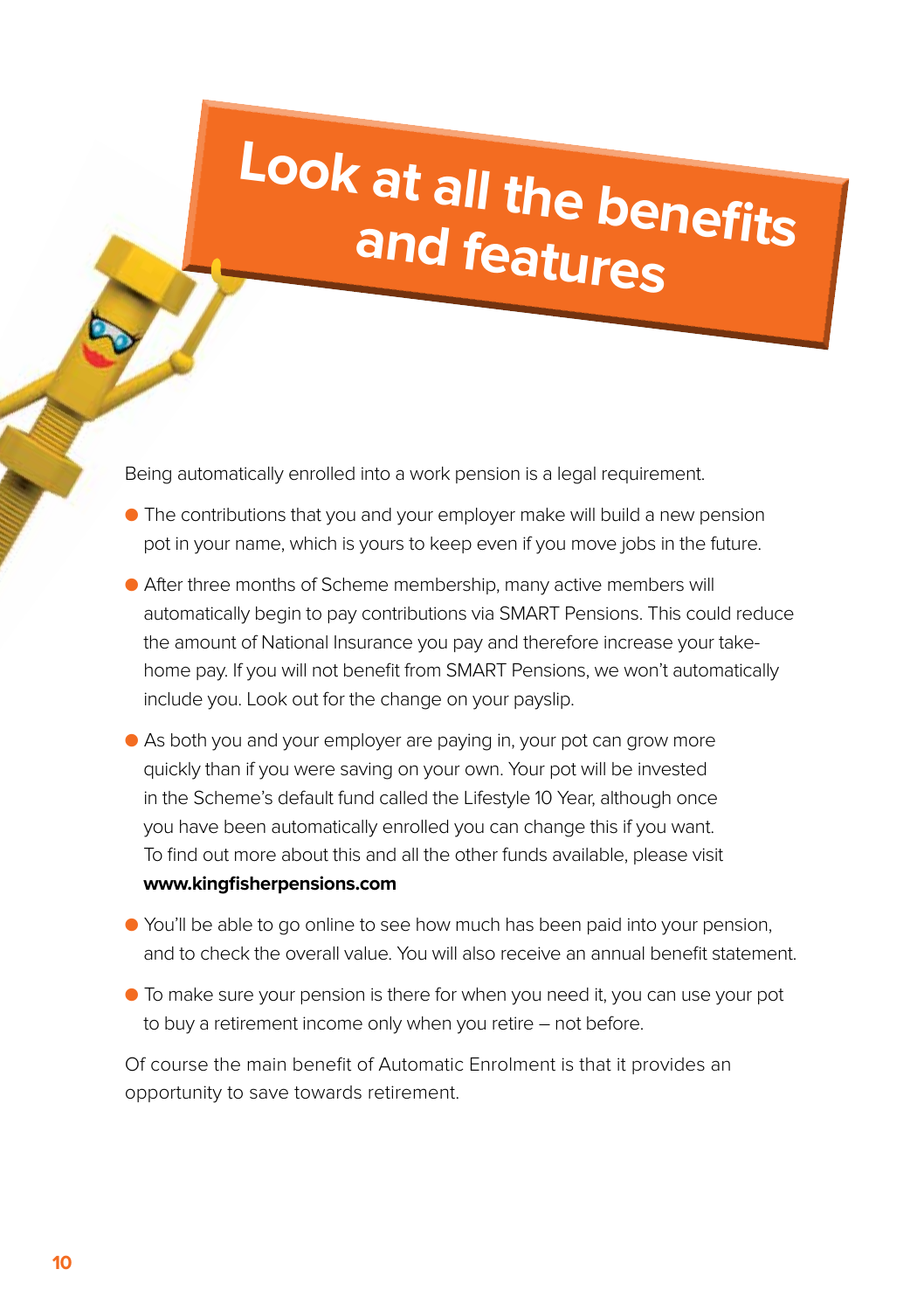# Look at all the benefits and features

Being automatically enrolled into a work pension is a legal requirement.

- The contributions that you and your employer make will build a new pension pot in your name, which is yours to keep even if you move jobs in the future.
- After three months of Scheme membership, many active members will automatically begin to pay contributions via SMART Pensions. This could reduce the amount of National Insurance you pay and therefore increase your take-home pay. If you will not benefit from SMART Pensions, we won't automatically include you. Look out for the change on your payslip.
- As both you and your employer are paying in, your pot can grow more quickly than if you were saving on your own. Your pot will be invested in the Scheme's default fund called the Lifestyle 10 Year, although once you have been automatically enrolled you can change this if you want. To find out more about this and all the other funds available, please visit **www.kingfisherpensions.com**
- You'll be able to go online to see how much has been paid into your pension, and to check the overall value. You will also receive an annual benefit statement.
- To make sure your pension is there for when you need it, you can use your pot to buy a retirement income only when you retire – not before.

Of course the main benefit of Automatic Enrolment is that it provides an opportunity to save towards retirement.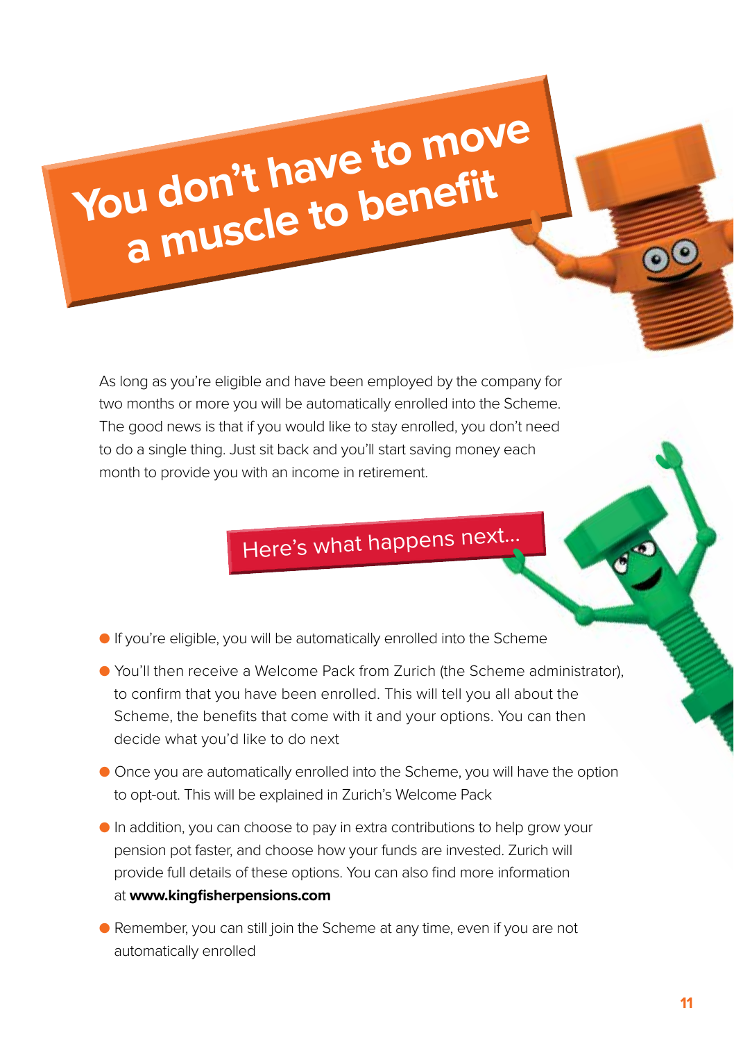# You don't have to move a muscle to benefit

As long as you're eligible and have been employed by the company for two months or more you will be automatically enrolled into the Scheme. The good news is that if you would like to stay enrolled, you don't need to do a single thing. Just sit back and you'll start saving money each month to provide you with an income in retirement.

## Here's what happens next...

- If you're eligible, you will be automatically enrolled into the Scheme
- You'll then receive a Welcome Pack from Zurich (the Scheme administrator), to confirm that you have been enrolled. This will tell you all about the Scheme, the benefits that come with it and your options. You can then decide what you'd like to do next
- Once you are automatically enrolled into the Scheme, you will have the option to opt-out. This will be explained in Zurich's Welcome Pack
- In addition, you can choose to pay in extra contributions to help grow your pension pot faster, and choose how your funds are invested. Zurich will provide full details of these options. You can also find more information at **www.kingfisherpensions.com**
- Remember, you can still join the Scheme at any time, even if you are not automatically enrolled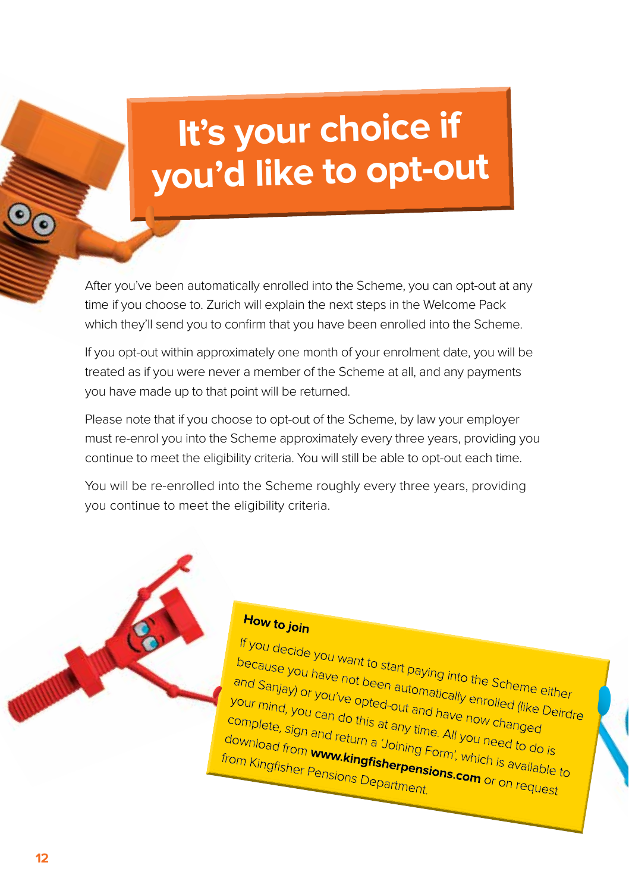# It's your choice if you'd like to opt-out

After you've been automatically enrolled into the Scheme, you can opt-out at any time if you choose to. Zurich will explain the next steps in the Welcome Pack which they'll send you to confirm that you have been enrolled into the Scheme.

If you opt-out within approximately one month of your enrolment date, you will be treated as if you were never a member of the Scheme at all, and any payments you have made up to that point will be returned.

Please note that if you choose to opt-out of the Scheme, by law your employer must re-enrol you into the Scheme approximately every three years, providing you continue to meet the eligibility criteria. You will still be able to opt-out each time.

You will be re-enrolled into the Scheme roughly every three years, providing you continue to meet the eligibility criteria.

**How to join**

If you decide you want to start paying into the Scheme either because you have not been automatically enrolled (like Deirdre and Sanjay) or you've opted-out and have now changed your mind, you can do this at any time. All you need to do is complete, sign and return a 'Joining Form', which is available to download from **www.kingfisherpensions.com** or on request from Kingfisher Pensions Department.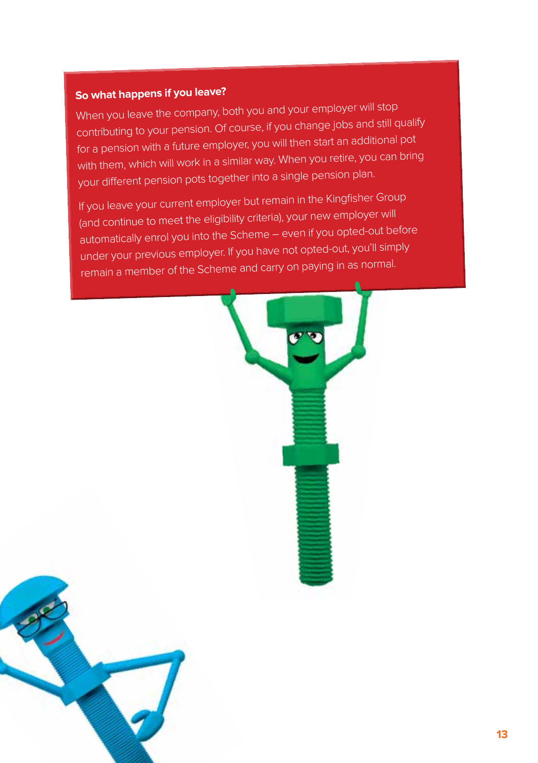### So what happens if you leave?

When you leave the company, both you and your employer will stop contributing to your pension. Of course, if you change jobs and still qualify for a pension with a future employer, you will then start an additional pot with them, which will work in a similar way. When you retire, you can bring your different pension pots together into a single pension plan.

If you leave your current employer but remain in the Kingfisher Group (and continue to meet the eligibility criteria), your new employer will automatically enrol you into the Scheme – even if you opted-out before under your previous employer. If you have not opted-out, you'll simply remain a member of the Scheme and carry on paying in as normal.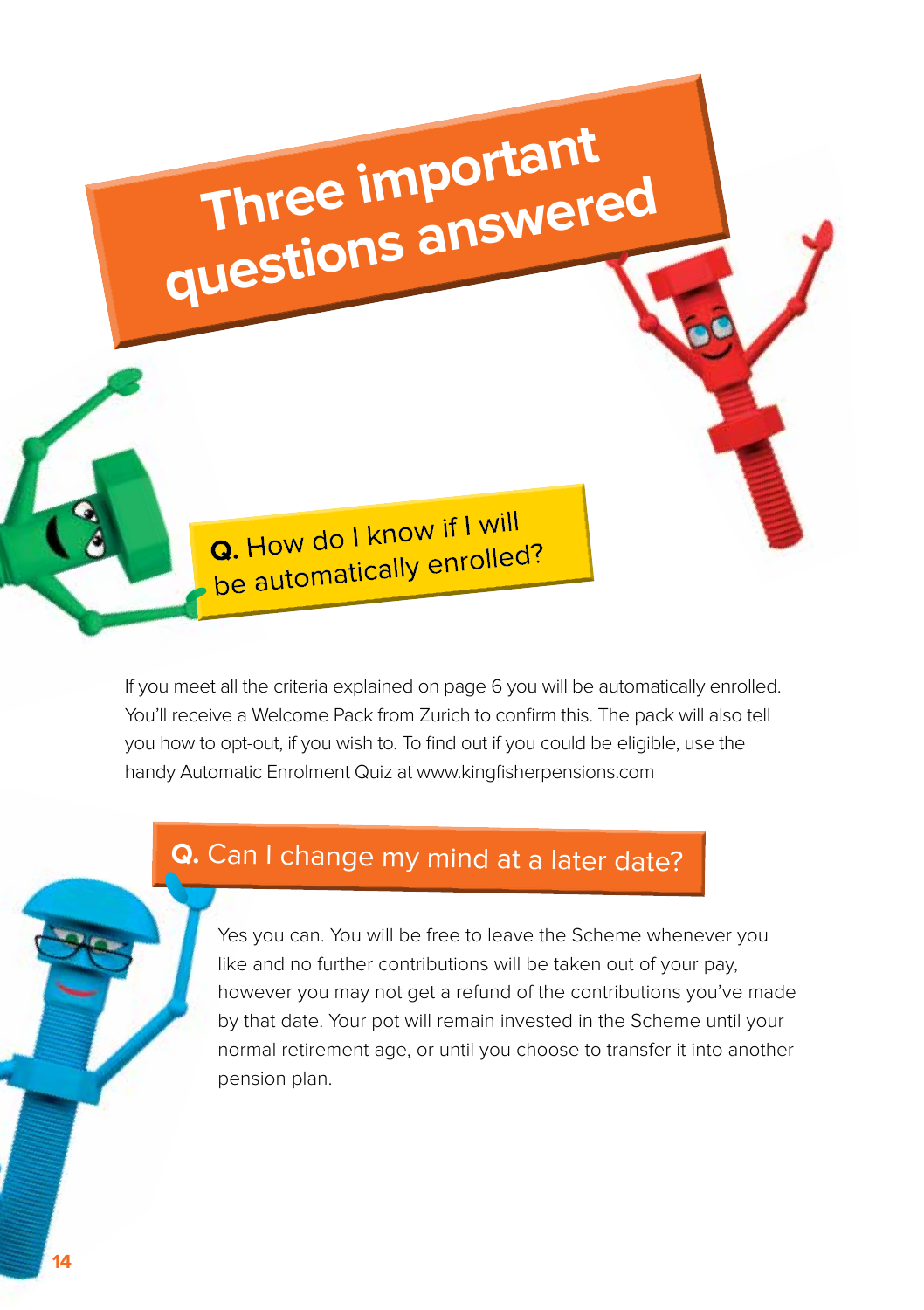# Three important questions answered

## Q. How do I know if I will be automatically enrolled?

If you meet all the criteria explained on page 6 you will be automatically enrolled. You'll receive a Welcome Pack from Zurich to confirm this. The pack will also tell you how to opt-out, if you wish to. To find out if you could be eligible, use the handy Automatic Enrolment Quiz at www.kingfisherpensions.com

## Q. Can I change my mind at a later date?

Yes you can. You will be free to leave the Scheme whenever you like and no further contributions will be taken out of your pay, however you may not get a refund of the contributions you've made by that date. Your pot will remain invested in the Scheme until your normal retirement age, or until you choose to transfer it into another pension plan.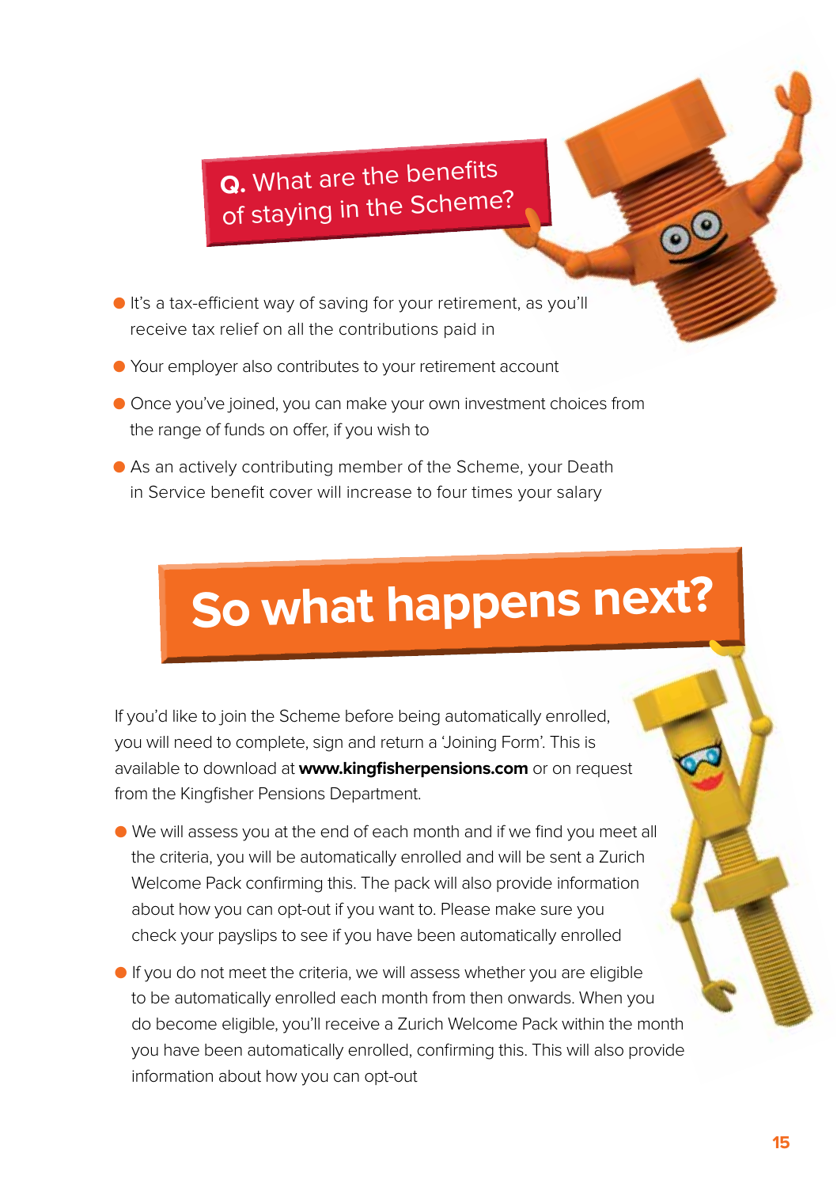## Q. What are the benefits of staying in the Scheme?

- It's a tax-efficient way of saving for your retirement, as you'll receive tax relief on all the contributions paid in
- Your employer also contributes to your retirement account
- Once you've joined, you can make your own investment choices from the range of funds on offer, if you wish to
- As an actively contributing member of the Scheme, your Death in Service benefit cover will increase to four times your salary

# So what happens next?

If you'd like to join the Scheme before being automatically enrolled, you will need to complete, sign and return a 'Joining Form'. This is available to download at **www.kingfisherpensions.com** or on request from the Kingfisher Pensions Department.

- We will assess you at the end of each month and if we find you meet all the criteria, you will be automatically enrolled and will be sent a Zurich Welcome Pack confirming this. The pack will also provide information about how you can opt-out if you want to. Please make sure you check your payslips to see if you have been automatically enrolled
- If you do not meet the criteria, we will assess whether you are eligible to be automatically enrolled each month from then onwards. When you do become eligible, you'll receive a Zurich Welcome Pack within the month you have been automatically enrolled, confirming this. This will also provide information about how you can opt-out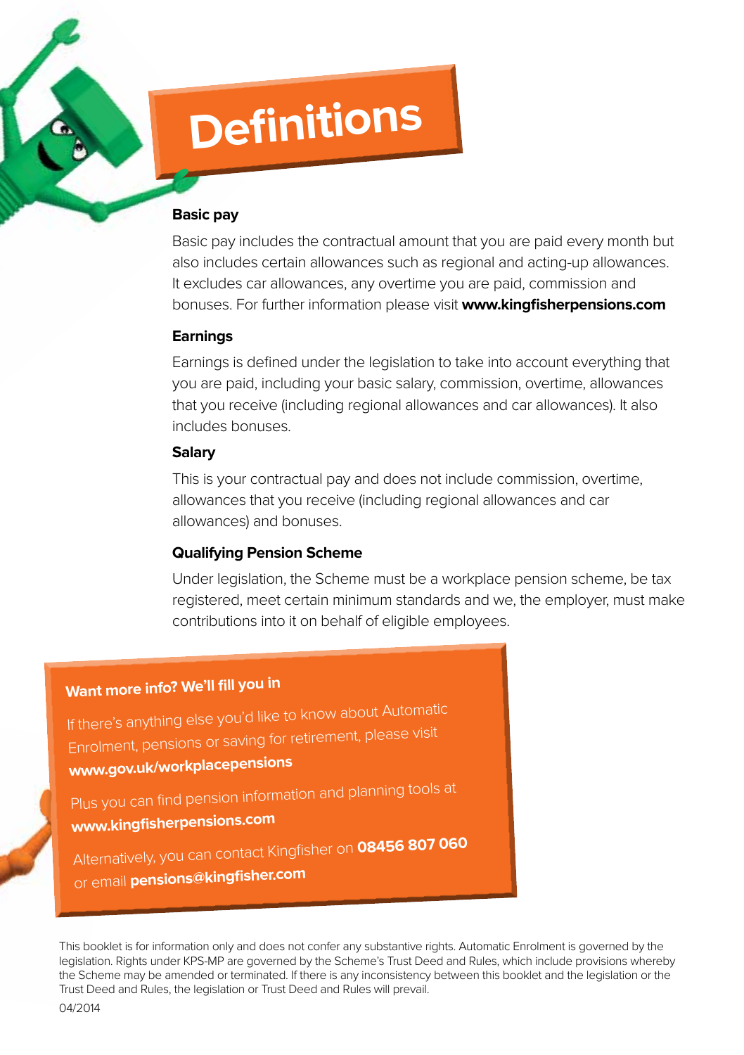# Definitions

### Basic pay

Basic pay includes the contractual amount that you are paid every month but also includes certain allowances such as regional and acting-up allowances. It excludes car allowances, any overtime you are paid, commission and bonuses. For further information please visit **www.kingfisherpensions.com**

### Earnings

Earnings is defined under the legislation to take into account everything that you are paid, including your basic salary, commission, overtime, allowances that you receive (including regional allowances and car allowances). It also includes bonuses.

### Salary

This is your contractual pay and does not include commission, overtime, allowances that you receive (including regional allowances and car allowances) and bonuses.

### Qualifying Pension Scheme

Under legislation, the Scheme must be a workplace pension scheme, be tax registered, meet certain minimum standards and we, the employer, must make contributions into it on behalf of eligible employees.

**Want more info? We'll fill you in**

If there's anything else you'd like to know about Automatic Enrolment, pensions or saving for retirement, please visit **www.gov.uk/workplacepensions**

Plus you can find pension information and planning tools at **www.kingfisherpensions.com**

Alternatively, you can contact Kingfisher on **08456 807 060** or email **pensions@kingfisher.com**

This booklet is for information only and does not confer any substantive rights. Automatic Enrolment is governed by the legislation. Rights under KPS-MP are governed by the Scheme's Trust Deed and Rules, which include provisions whereby the Scheme may be amended or terminated. If there is any inconsistency between this booklet and the legislation or the Trust Deed and Rules, the legislation or Trust Deed and Rules will prevail.

04/2014